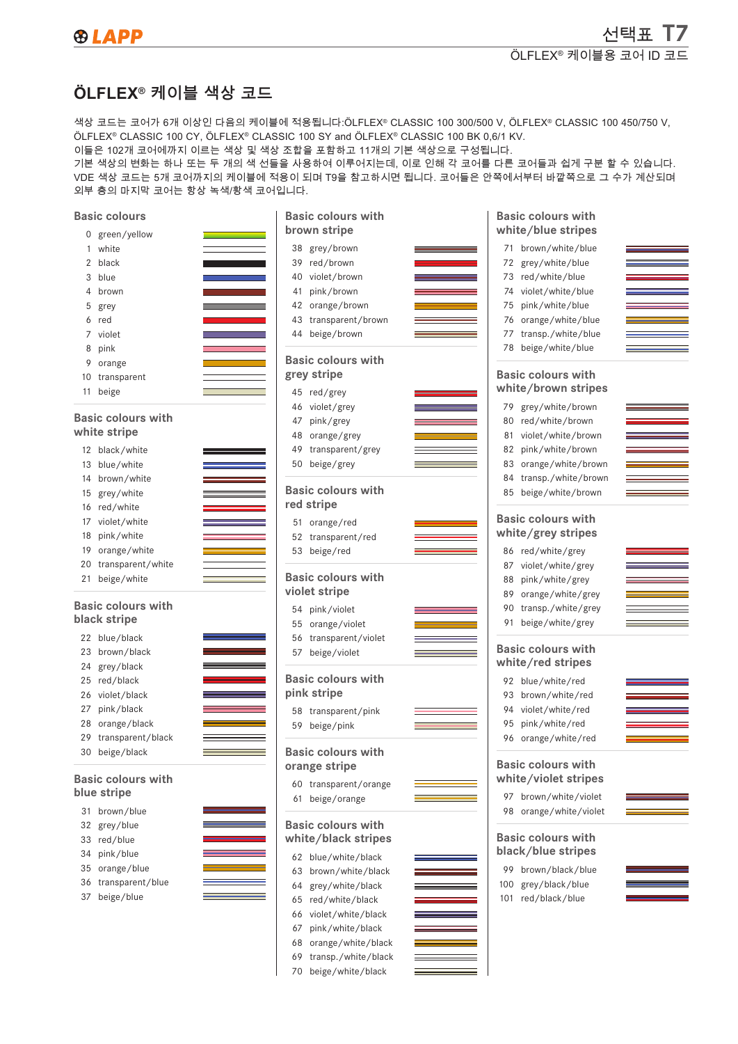# ÖLFLEX® 케이블 색상 코드

색상 코드는 코어가 6개 이상인 다음의 케이블에 적용됩니다:ÖLFLEX® CLASSIC 100 300/500 V, ÖLFLEX® CLASSIC 100 450/750 V, ÖLFLEX® CLASSIC 100 CY, ÖLFLEX® CLASSIC 100 SY and ÖLFLEX® CLASSIC 100 BK 0,6/1 KV.
이들은 102개 코어에까지 이르는 색상 및 색상 조합을 포함하고 11개의 기본 색상으로 구성됩니다.
기본 색상의 변화는 하나 또는 두 개의 색 선들을 사용하여 이루어지는데, 이로 인해 각 코어를 다른 코어들과 쉽게 구분 할 수 있습니다.
VDE 색상 코드는 5개 코어까지의 케이블에 적용이 되며 T9을 참고하시면 됩니다. 코어들은 안쪽에서부터 바깥쪽으로 그 수가 계산되며 외부 층의 마지막 코어는 항상 녹색/황색 코어입니다.

### Basic colours

| No. | Colour |
|---|---|
| 0 | green/yellow |
| 1 | white |
| 2 | black |
| 3 | blue |
| 4 | brown |
| 5 | grey |
| 6 | red |
| 7 | violet |
| 8 | pink |
| 9 | orange |
| 10 | transparent |
| 11 | beige |

### Basic colours with white stripe

| No. | Colour |
|---|---|
| 12 | black/white |
| 13 | blue/white |
| 14 | brown/white |
| 15 | grey/white |
| 16 | red/white |
| 17 | violet/white |
| 18 | pink/white |
| 19 | orange/white |
| 20 | transparent/white |
| 21 | beige/white |

### Basic colours with black stripe

| No. | Colour |
|---|---|
| 22 | blue/black |
| 23 | brown/black |
| 24 | grey/black |
| 25 | red/black |
| 26 | violet/black |
| 27 | pink/black |
| 28 | orange/black |
| 29 | transparent/black |
| 30 | beige/black |

### Basic colours with blue stripe

| No. | Colour |
|---|---|
| 31 | brown/blue |
| 32 | grey/blue |
| 33 | red/blue |
| 34 | pink/blue |
| 35 | orange/blue |
| 36 | transparent/blue |
| 37 | beige/blue |

### Basic colours with brown stripe

| No. | Colour |
|---|---|
| 38 | grey/brown |
| 39 | red/brown |
| 40 | violet/brown |
| 41 | pink/brown |
| 42 | orange/brown |
| 43 | transparent/brown |
| 44 | beige/brown |

### Basic colours with grey stripe

| No. | Colour |
|---|---|
| 45 | red/grey |
| 46 | violet/grey |
| 47 | pink/grey |
| 48 | orange/grey |
| 49 | transparent/grey |
| 50 | beige/grey |

### Basic colours with red stripe

| No. | Colour |
|---|---|
| 51 | orange/red |
| 52 | transparent/red |
| 53 | beige/red |

### Basic colours with violet stripe

| No. | Colour |
|---|---|
| 54 | pink/violet |
| 55 | orange/violet |
| 56 | transparent/violet |
| 57 | beige/violet |

### Basic colours with pink stripe

| No. | Colour |
|---|---|
| 58 | transparent/pink |
| 59 | beige/pink |

### Basic colours with orange stripe

| No. | Colour |
|---|---|
| 60 | transparent/orange |
| 61 | beige/orange |

### Basic colours with white/black stripes

| No. | Colour |
|---|---|
| 62 | blue/white/black |
| 63 | brown/white/black |
| 64 | grey/white/black |
| 65 | red/white/black |
| 66 | violet/white/black |
| 67 | pink/white/black |
| 68 | orange/white/black |
| 69 | transp./white/black |
| 70 | beige/white/black |

### Basic colours with white/blue stripes

| No. | Colour |
|---|---|
| 71 | brown/white/blue |
| 72 | grey/white/blue |
| 73 | red/white/blue |
| 74 | violet/white/blue |
| 75 | pink/white/blue |
| 76 | orange/white/blue |
| 77 | transp./white/blue |
| 78 | beige/white/blue |

### Basic colours with white/brown stripes

| No. | Colour |
|---|---|
| 79 | grey/white/brown |
| 80 | red/white/brown |
| 81 | violet/white/brown |
| 82 | pink/white/brown |
| 83 | orange/white/brown |
| 84 | transp./white/brown |
| 85 | beige/white/brown |

### Basic colours with white/grey stripes

| No. | Colour |
|---|---|
| 86 | red/white/grey |
| 87 | violet/white/grey |
| 88 | pink/white/grey |
| 89 | orange/white/grey |
| 90 | transp./white/grey |
| 91 | beige/white/grey |

### Basic colours with white/red stripes

| No. | Colour |
|---|---|
| 92 | blue/white/red |
| 93 | brown/white/red |
| 94 | violet/white/red |
| 95 | pink/white/red |
| 96 | orange/white/red |

### Basic colours with white/violet stripes

| No. | Colour |
|---|---|
| 97 | brown/white/violet |
| 98 | orange/white/violet |

### Basic colours with black/blue stripes

| No. | Colour |
|---|---|
| 99 | brown/black/blue |
| 100 | grey/black/blue |
| 101 | red/black/blue |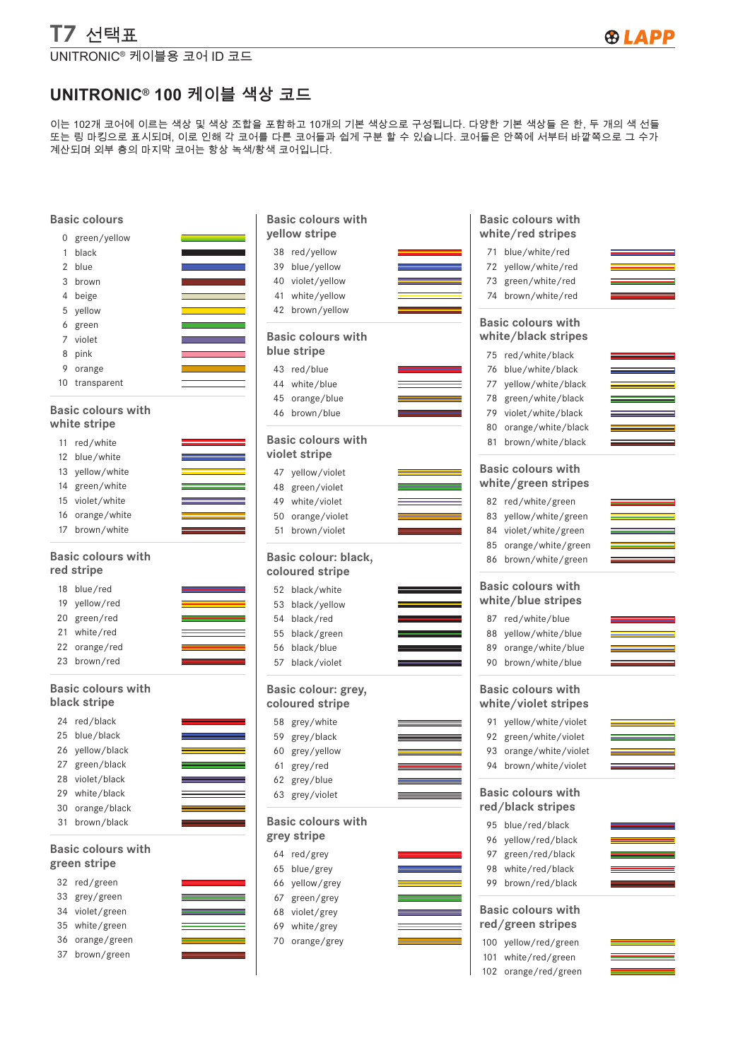# UNITRONIC® 100 케이블 색상 코드

이는 102개 코어에 이르는 색상 및 색상 조합을 포함하고 10개의 기본 색상으로 구성됩니다. 다양한 기본 색상들 은 한, 두 개의 색 선들 또는 링 마킹으로 표시되며, 이로 인해 각 코어를 다른 코어들과 쉽게 구분 할 수 있습니다. 코어들은 안쪽에 서부터 바깥쪽으로 그 수가 계산되며 외부 층의 마지막 코어는 항상 녹색/황색 코어입니다.

### Basic colours

| | |
|---|---|
| 0 | green/yellow |
| 1 | black |
| 2 | blue |
| 3 | brown |
| 4 | beige |
| 5 | yellow |
| 6 | green |
| 7 | violet |
| 8 | pink |
| 9 | orange |
| 10 | transparent |

### Basic colours with white stripe

| | |
|---|---|
| 11 | red/white |
| 12 | blue/white |
| 13 | yellow/white |
| 14 | green/white |
| 15 | violet/white |
| 16 | orange/white |
| 17 | brown/white |

### Basic colours with red stripe

| | |
|---|---|
| 18 | blue/red |
| 19 | yellow/red |
| 20 | green/red |
| 21 | white/red |
| 22 | orange/red |
| 23 | brown/red |

### Basic colours with black stripe

| | |
|---|---|
| 24 | red/black |
| 25 | blue/black |
| 26 | yellow/black |
| 27 | green/black |
| 28 | violet/black |
| 29 | white/black |
| 30 | orange/black |
| 31 | brown/black |

### Basic colours with green stripe

| | |
|---|---|
| 32 | red/green |
| 33 | grey/green |
| 34 | violet/green |
| 35 | white/green |
| 36 | orange/green |
| 37 | brown/green |

### Basic colours with yellow stripe

| | |
|---|---|
| 38 | red/yellow |
| 39 | blue/yellow |
| 40 | violet/yellow |
| 41 | white/yellow |
| 42 | brown/yellow |

### Basic colours with blue stripe

| | |
|---|---|
| 43 | red/blue |
| 44 | white/blue |
| 45 | orange/blue |
| 46 | brown/blue |

### Basic colours with violet stripe

| | |
|---|---|
| 47 | yellow/violet |
| 48 | green/violet |
| 49 | white/violet |
| 50 | orange/violet |
| 51 | brown/violet |

### Basic colour: black, coloured stripe

| | |
|---|---|
| 52 | black/white |
| 53 | black/yellow |
| 54 | black/red |
| 55 | black/green |
| 56 | black/blue |
| 57 | black/violet |

### Basic colour: grey, coloured stripe

| | |
|---|---|
| 58 | grey/white |
| 59 | grey/black |
| 60 | grey/yellow |
| 61 | grey/red |
| 62 | grey/blue |
| 63 | grey/violet |

### Basic colours with grey stripe

| | |
|---|---|
| 64 | red/grey |
| 65 | blue/grey |
| 66 | yellow/grey |
| 67 | green/grey |
| 68 | violet/grey |
| 69 | white/grey |
| 70 | orange/grey |

### Basic colours with white/red stripes

| | |
|---|---|
| 71 | blue/white/red |
| 72 | yellow/white/red |
| 73 | green/white/red |
| 74 | brown/white/red |

### Basic colours with white/black stripes

| | |
|---|---|
| 75 | red/white/black |
| 76 | blue/white/black |
| 77 | yellow/white/black |
| 78 | green/white/black |
| 79 | violet/white/black |
| 80 | orange/white/black |
| 81 | brown/white/black |

### Basic colours with white/green stripes

| | |
|---|---|
| 82 | red/white/green |
| 83 | yellow/white/green |
| 84 | violet/white/green |
| 85 | orange/white/green |
| 86 | brown/white/green |

### Basic colours with white/blue stripes

| | |
|---|---|
| 87 | red/white/blue |
| 88 | yellow/white/blue |
| 89 | orange/white/blue |
| 90 | brown/white/blue |

### Basic colours with white/violet stripes

| | |
|---|---|
| 91 | yellow/white/violet |
| 92 | green/white/violet |
| 93 | orange/white/violet |
| 94 | brown/white/violet |

### Basic colours with red/black stripes

| | |
|---|---|
| 95 | blue/red/black |
| 96 | yellow/red/black |
| 97 | green/red/black |
| 98 | white/red/black |
| 99 | brown/red/black |

### Basic colours with red/green stripes

| | |
|---|---|
| 100 | yellow/red/green |
| 101 | white/red/green |
| 102 | orange/red/green |